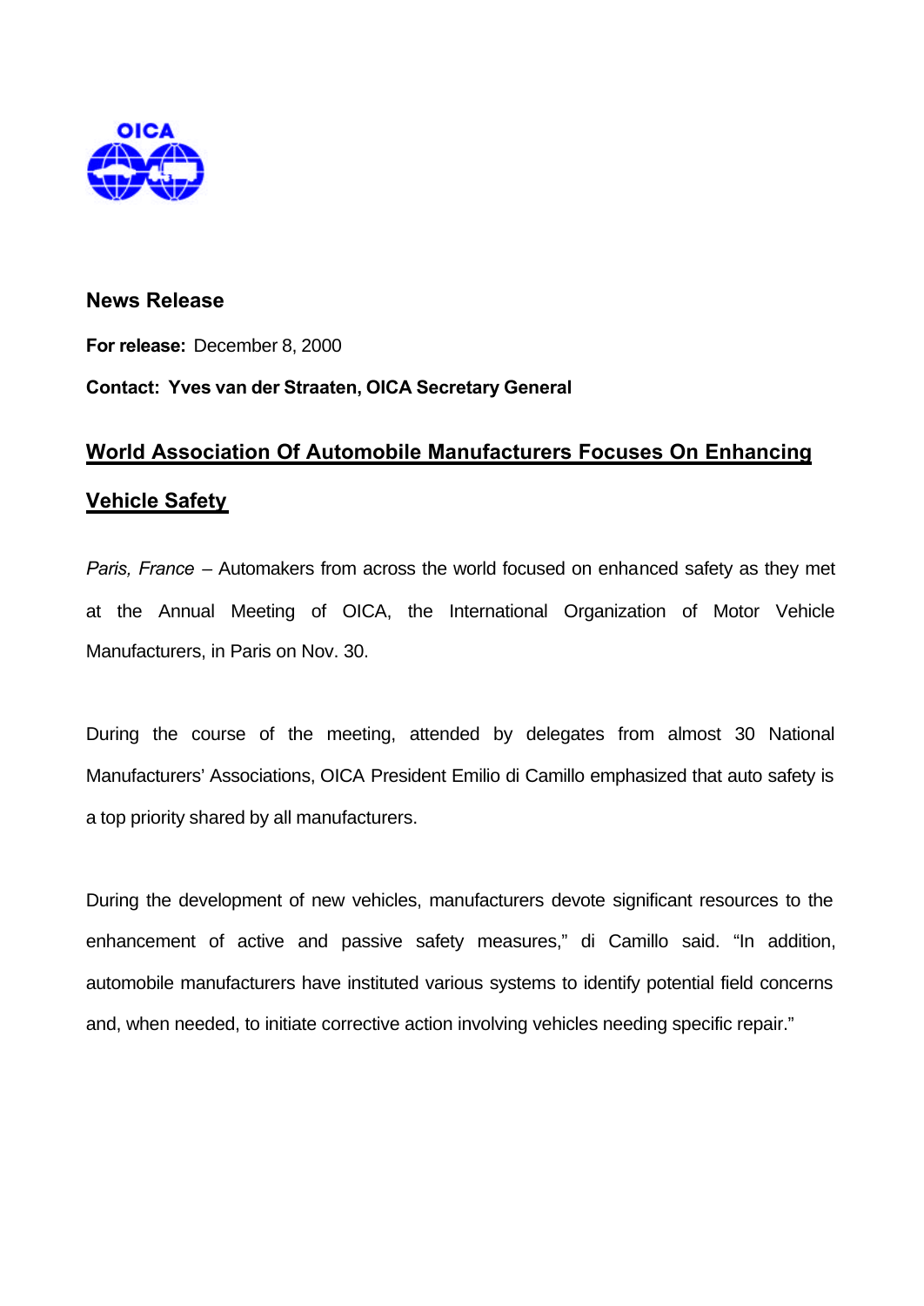OICA

**News Release**

**For release:** December 8, 2000

**Contact: Yves van der Straaten, OICA Secretary General**

# World Association Of Automobile Manufacturers Focuses On Enhancing Vehicle Safety

*Paris, France* – Automakers from across the world focused on enhanced safety as they met at the Annual Meeting of OICA, the International Organization of Motor Vehicle Manufacturers, in Paris on Nov. 30.

During the course of the meeting, attended by delegates from almost 30 National Manufacturers' Associations, OICA President Emilio di Camillo emphasized that auto safety is a top priority shared by all manufacturers.

During the development of new vehicles, manufacturers devote significant resources to the enhancement of active and passive safety measures," di Camillo said. "In addition, automobile manufacturers have instituted various systems to identify potential field concerns and, when needed, to initiate corrective action involving vehicles needing specific repair."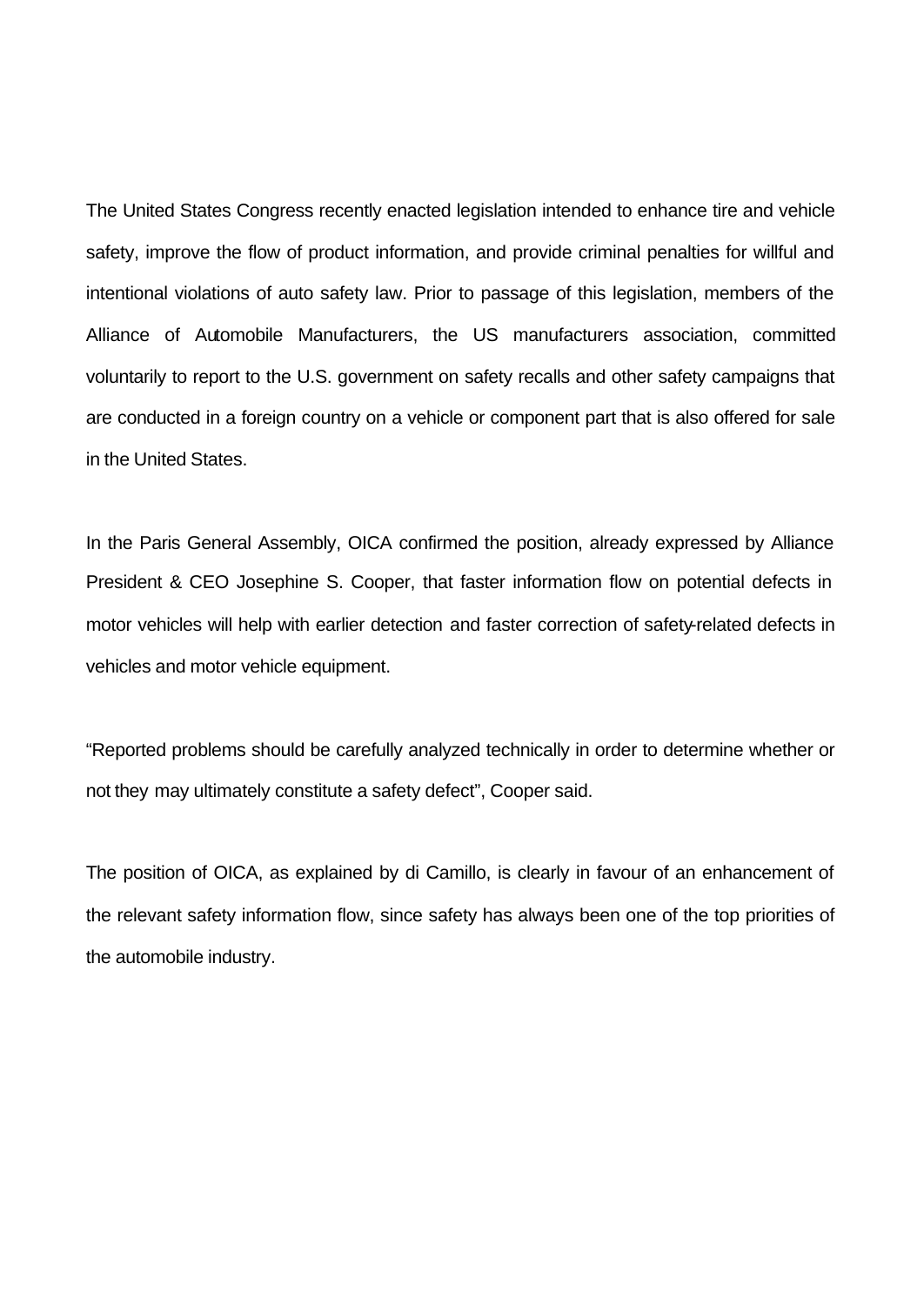The United States Congress recently enacted legislation intended to enhance tire and vehicle safety, improve the flow of product information, and provide criminal penalties for willful and intentional violations of auto safety law. Prior to passage of this legislation, members of the Alliance of Automobile Manufacturers, the US manufacturers association, committed voluntarily to report to the U.S. government on safety recalls and other safety campaigns that are conducted in a foreign country on a vehicle or component part that is also offered for sale in the United States.

In the Paris General Assembly, OICA confirmed the position, already expressed by Alliance President & CEO Josephine S. Cooper, that faster information flow on potential defects in motor vehicles will help with earlier detection and faster correction of safety-related defects in vehicles and motor vehicle equipment.

"Reported problems should be carefully analyzed technically in order to determine whether or not they may ultimately constitute a safety defect", Cooper said.

The position of OICA, as explained by di Camillo, is clearly in favour of an enhancement of the relevant safety information flow, since safety has always been one of the top priorities of the automobile industry.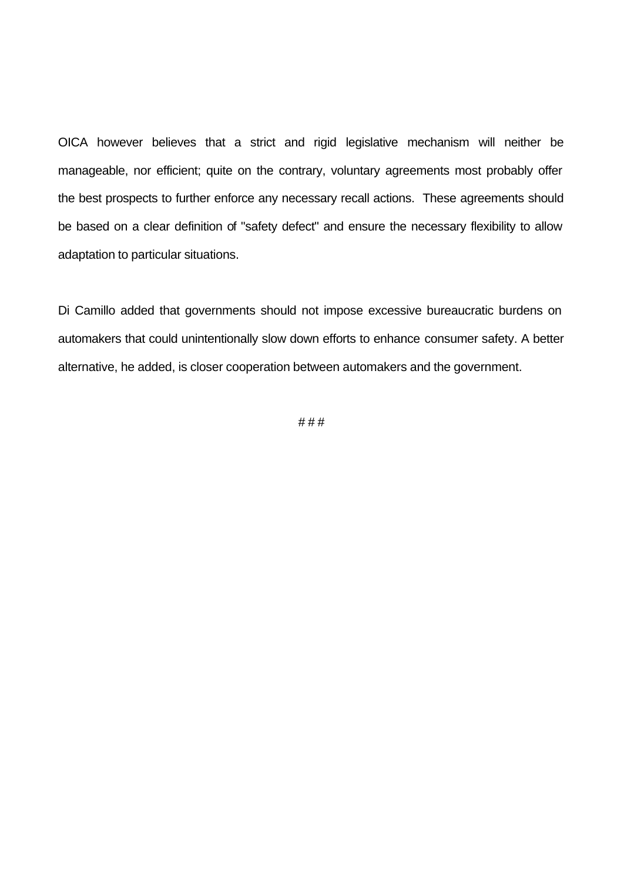OICA however believes that a strict and rigid legislative mechanism will neither be manageable, nor efficient; quite on the contrary, voluntary agreements most probably offer the best prospects to further enforce any necessary recall actions. These agreements should be based on a clear definition of "safety defect" and ensure the necessary flexibility to allow adaptation to particular situations.

Di Camillo added that governments should not impose excessive bureaucratic burdens on automakers that could unintentionally slow down efforts to enhance consumer safety. A better alternative, he added, is closer cooperation between automakers and the government.

# # #